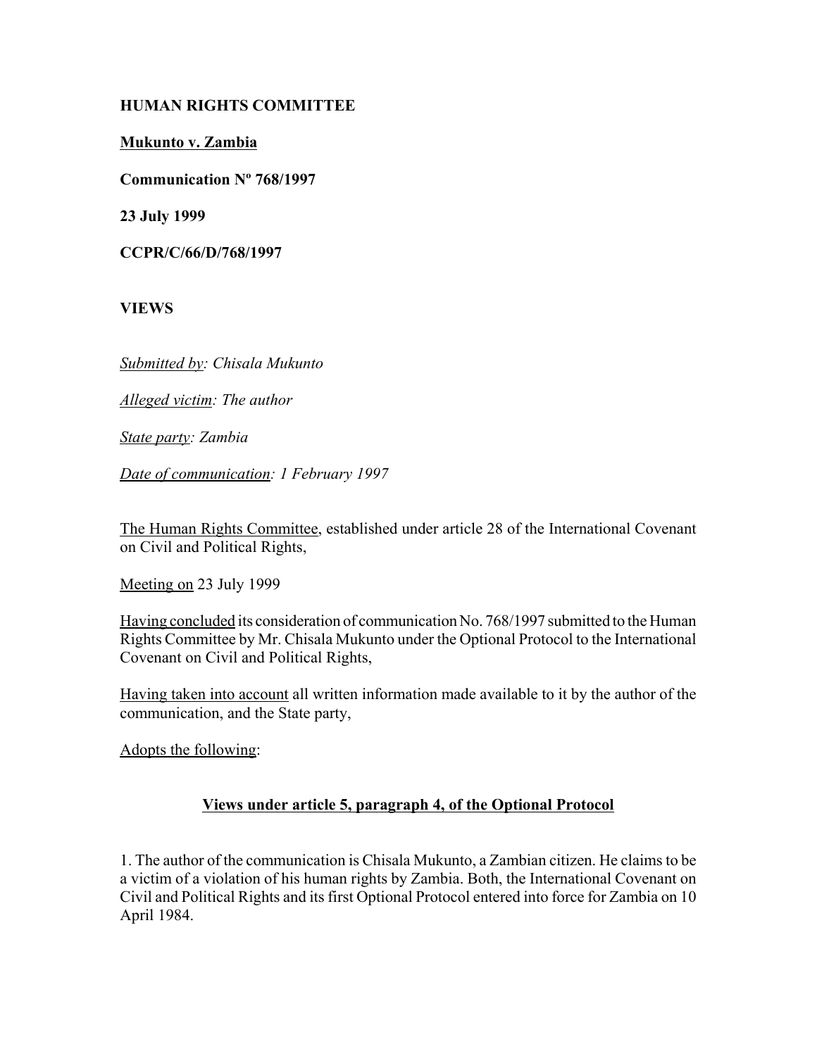**HUMAN RIGHTS COMMITTEE**

**Mukunto v. Zambia**

**Communication Nº 768/1997**

**23 July 1999**

**CCPR/C/66/D/768/1997**

**VIEWS**

*Submitted by: Chisala Mukunto*

*Alleged victim: The author*

*State party: Zambia*

*Date of communication: 1 February 1997*

The Human Rights Committee, established under article 28 of the International Covenant on Civil and Political Rights,

Meeting on 23 July 1999

Having concluded its consideration of communication No. 768/1997 submitted to the Human Rights Committee by Mr. Chisala Mukunto under the Optional Protocol to the International Covenant on Civil and Political Rights,

Having taken into account all written information made available to it by the author of the communication, and the State party,

Adopts the following:

## Views under article 5, paragraph 4, of the Optional Protocol

1. The author of the communication is Chisala Mukunto, a Zambian citizen. He claims to be a victim of a violation of his human rights by Zambia. Both, the International Covenant on Civil and Political Rights and its first Optional Protocol entered into force for Zambia on 10 April 1984.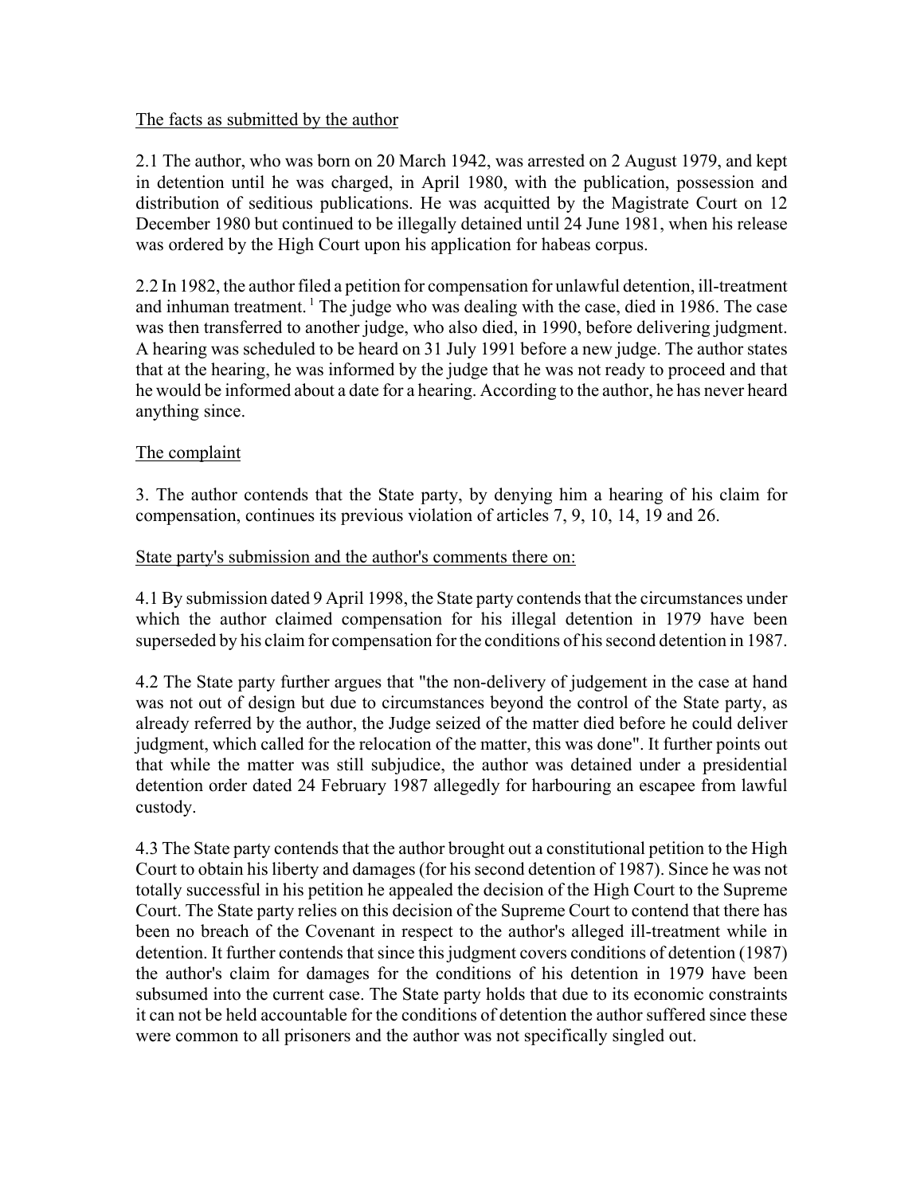The facts as submitted by the author

2.1 The author, who was born on 20 March 1942, was arrested on 2 August 1979, and kept in detention until he was charged, in April 1980, with the publication, possession and distribution of seditious publications. He was acquitted by the Magistrate Court on 12 December 1980 but continued to be illegally detained until 24 June 1981, when his release was ordered by the High Court upon his application for habeas corpus.

2.2 In 1982, the author filed a petition for compensation for unlawful detention, ill-treatment and inhuman treatment. [1] The judge who was dealing with the case, died in 1986. The case was then transferred to another judge, who also died, in 1990, before delivering judgment. A hearing was scheduled to be heard on 31 July 1991 before a new judge. The author states that at the hearing, he was informed by the judge that he was not ready to proceed and that he would be informed about a date for a hearing. According to the author, he has never heard anything since.

The complaint

3. The author contends that the State party, by denying him a hearing of his claim for compensation, continues its previous violation of articles 7, 9, 10, 14, 19 and 26.

State party's submission and the author's comments there on:

4.1 By submission dated 9 April 1998, the State party contends that the circumstances under which the author claimed compensation for his illegal detention in 1979 have been superseded by his claim for compensation for the conditions of his second detention in 1987.

4.2 The State party further argues that "the non-delivery of judgement in the case at hand was not out of design but due to circumstances beyond the control of the State party, as already referred by the author, the Judge seized of the matter died before he could deliver judgment, which called for the relocation of the matter, this was done". It further points out that while the matter was still subjudice, the author was detained under a presidential detention order dated 24 February 1987 allegedly for harbouring an escapee from lawful custody.

4.3 The State party contends that the author brought out a constitutional petition to the High Court to obtain his liberty and damages (for his second detention of 1987). Since he was not totally successful in his petition he appealed the decision of the High Court to the Supreme Court. The State party relies on this decision of the Supreme Court to contend that there has been no breach of the Covenant in respect to the author's alleged ill-treatment while in detention. It further contends that since this judgment covers conditions of detention (1987) the author's claim for damages for the conditions of his detention in 1979 have been subsumed into the current case. The State party holds that due to its economic constraints it can not be held accountable for the conditions of detention the author suffered since these were common to all prisoners and the author was not specifically singled out.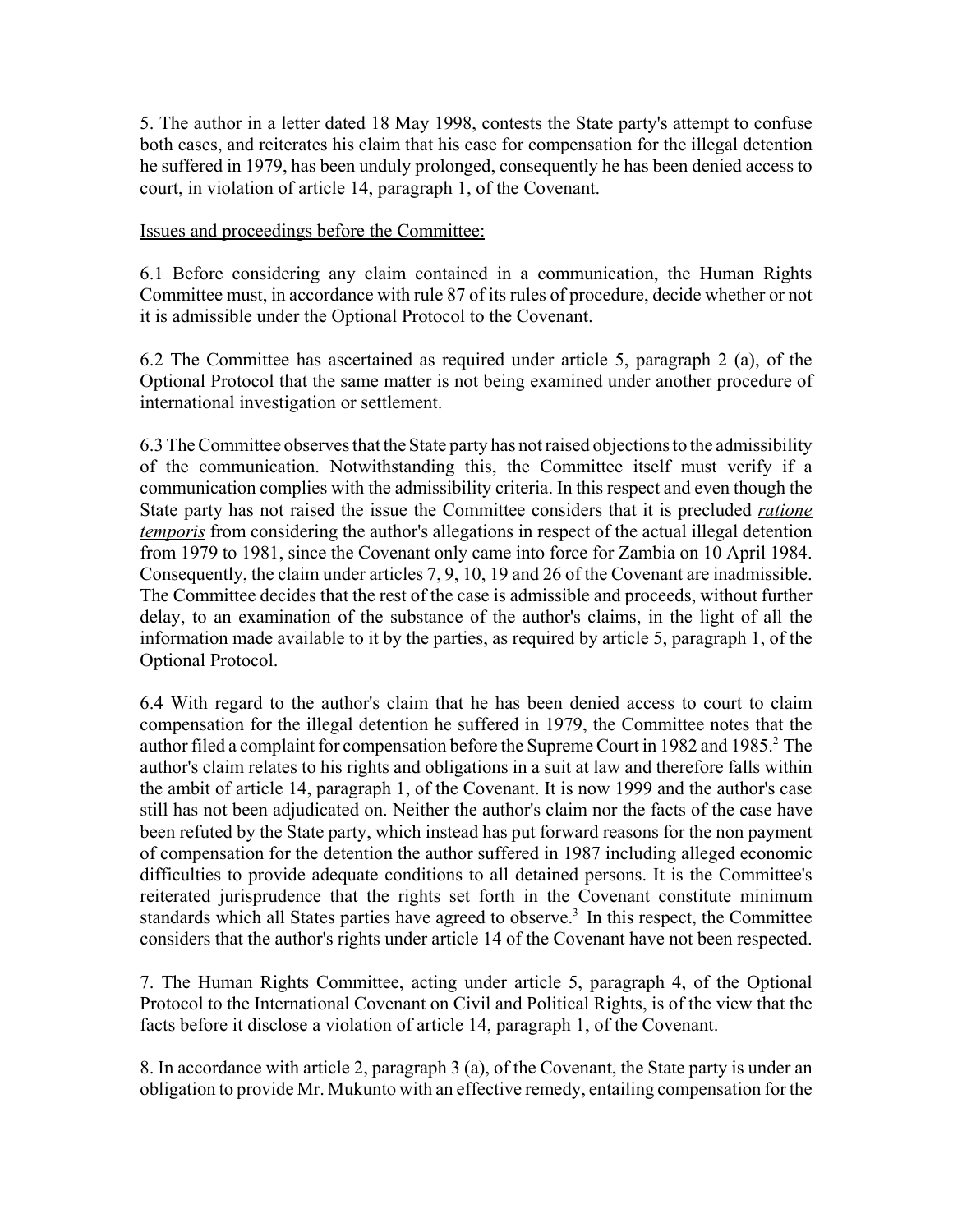5. The author in a letter dated 18 May 1998, contests the State party's attempt to confuse both cases, and reiterates his claim that his case for compensation for the illegal detention he suffered in 1979, has been unduly prolonged, consequently he has been denied access to court, in violation of article 14, paragraph 1, of the Covenant.

Issues and proceedings before the Committee:

6.1 Before considering any claim contained in a communication, the Human Rights Committee must, in accordance with rule 87 of its rules of procedure, decide whether or not it is admissible under the Optional Protocol to the Covenant.

6.2 The Committee has ascertained as required under article 5, paragraph 2 (a), of the Optional Protocol that the same matter is not being examined under another procedure of international investigation or settlement.

6.3 The Committee observes that the State party has not raised objections to the admissibility of the communication. Notwithstanding this, the Committee itself must verify if a communication complies with the admissibility criteria. In this respect and even though the State party has not raised the issue the Committee considers that it is precluded *ratione temporis* from considering the author's allegations in respect of the actual illegal detention from 1979 to 1981, since the Covenant only came into force for Zambia on 10 April 1984. Consequently, the claim under articles 7, 9, 10, 19 and 26 of the Covenant are inadmissible. The Committee decides that the rest of the case is admissible and proceeds, without further delay, to an examination of the substance of the author's claims, in the light of all the information made available to it by the parties, as required by article 5, paragraph 1, of the Optional Protocol.

6.4 With regard to the author's claim that he has been denied access to court to claim compensation for the illegal detention he suffered in 1979, the Committee notes that the author filed a complaint for compensation before the Supreme Court in 1982 and 1985.[2] The author's claim relates to his rights and obligations in a suit at law and therefore falls within the ambit of article 14, paragraph 1, of the Covenant. It is now 1999 and the author's case still has not been adjudicated on. Neither the author's claim nor the facts of the case have been refuted by the State party, which instead has put forward reasons for the non payment of compensation for the detention the author suffered in 1987 including alleged economic difficulties to provide adequate conditions to all detained persons. It is the Committee's reiterated jurisprudence that the rights set forth in the Covenant constitute minimum standards which all States parties have agreed to observe.[3] In this respect, the Committee considers that the author's rights under article 14 of the Covenant have not been respected.

7. The Human Rights Committee, acting under article 5, paragraph 4, of the Optional Protocol to the International Covenant on Civil and Political Rights, is of the view that the facts before it disclose a violation of article 14, paragraph 1, of the Covenant.

8. In accordance with article 2, paragraph 3 (a), of the Covenant, the State party is under an obligation to provide Mr. Mukunto with an effective remedy, entailing compensation for the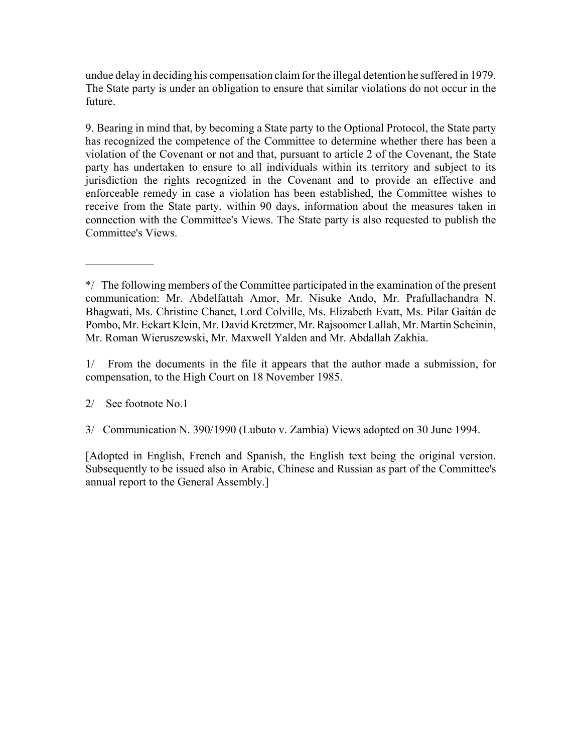undue delay in deciding his compensation claim for the illegal detention he suffered in 1979. The State party is under an obligation to ensure that similar violations do not occur in the future.

9. Bearing in mind that, by becoming a State party to the Optional Protocol, the State party has recognized the competence of the Committee to determine whether there has been a violation of the Covenant or not and that, pursuant to article 2 of the Covenant, the State party has undertaken to ensure to all individuals within its territory and subject to its jurisdiction the rights recognized in the Covenant and to provide an effective and enforceable remedy in case a violation has been established, the Committee wishes to receive from the State party, within 90 days, information about the measures taken in connection with the Committee's Views. The State party is also requested to publish the Committee's Views.

____________

*/ The following members of the Committee participated in the examination of the present communication: Mr. Abdelfattah Amor, Mr. Nisuke Ando, Mr. Prafullachandra N. Bhagwati, Ms. Christine Chanet, Lord Colville, Ms. Elizabeth Evatt, Ms. Pilar Gaitán de Pombo, Mr. Eckart Klein, Mr. David Kretzmer, Mr. Rajsoomer Lallah, Mr. Martin Scheinin, Mr. Roman Wieruszewski, Mr. Maxwell Yalden and Mr. Abdallah Zakhia.

1/ From the documents in the file it appears that the author made a submission, for compensation, to the High Court on 18 November 1985.

2/ See footnote No.1

3/ Communication N. 390/1990 (Lubuto v. Zambia) Views adopted on 30 June 1994.

[Adopted in English, French and Spanish, the English text being the original version. Subsequently to be issued also in Arabic, Chinese and Russian as part of the Committee's annual report to the General Assembly.]